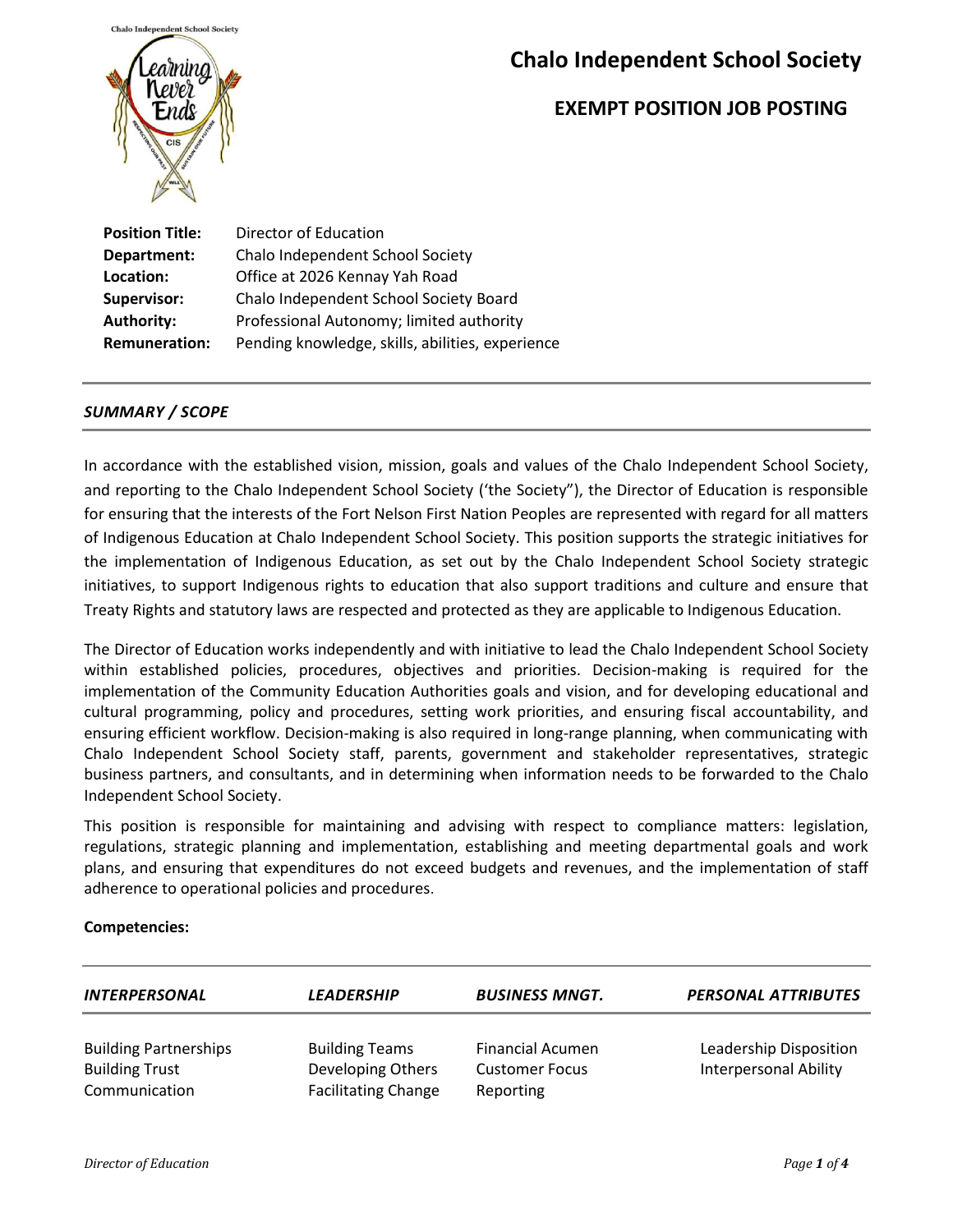# Chalo Independent School Society

## EXEMPT POSITION JOB POSTING

| | |
|---|---|
| **Position Title:** | Director of Education |
| **Department:** | Chalo Independent School Society |
| **Location:** | Office at 2026 Kennay Yah Road |
| **Supervisor:** | Chalo Independent School Society Board |
| **Authority:** | Professional Autonomy; limited authority |
| **Remuneration:** | Pending knowledge, skills, abilities, experience |

### *SUMMARY / SCOPE*

In accordance with the established vision, mission, goals and values of the Chalo Independent School Society, and reporting to the Chalo Independent School Society ('the Society"), the Director of Education is responsible for ensuring that the interests of the Fort Nelson First Nation Peoples are represented with regard for all matters of Indigenous Education at Chalo Independent School Society. This position supports the strategic initiatives for the implementation of Indigenous Education, as set out by the Chalo Independent School Society strategic initiatives, to support Indigenous rights to education that also support traditions and culture and ensure that Treaty Rights and statutory laws are respected and protected as they are applicable to Indigenous Education.

The Director of Education works independently and with initiative to lead the Chalo Independent School Society within established policies, procedures, objectives and priorities. Decision-making is required for the implementation of the Community Education Authorities goals and vision, and for developing educational and cultural programming, policy and procedures, setting work priorities, and ensuring fiscal accountability, and ensuring efficient workflow. Decision-making is also required in long-range planning, when communicating with Chalo Independent School Society staff, parents, government and stakeholder representatives, strategic business partners, and consultants, and in determining when information needs to be forwarded to the Chalo Independent School Society.

This position is responsible for maintaining and advising with respect to compliance matters: legislation, regulations, strategic planning and implementation, establishing and meeting departmental goals and work plans, and ensuring that expenditures do not exceed budgets and revenues, and the implementation of staff adherence to operational policies and procedures.

**Competencies:**

| *INTERPERSONAL* | *LEADERSHIP* | *BUSINESS MNGT.* | *PERSONAL ATTRIBUTES* |
|---|---|---|---|
| Building Partnerships | Building Teams | Financial Acumen | Leadership Disposition |
| Building Trust | Developing Others | Customer Focus | Interpersonal Ability |
| Communication | Facilitating Change | Reporting | |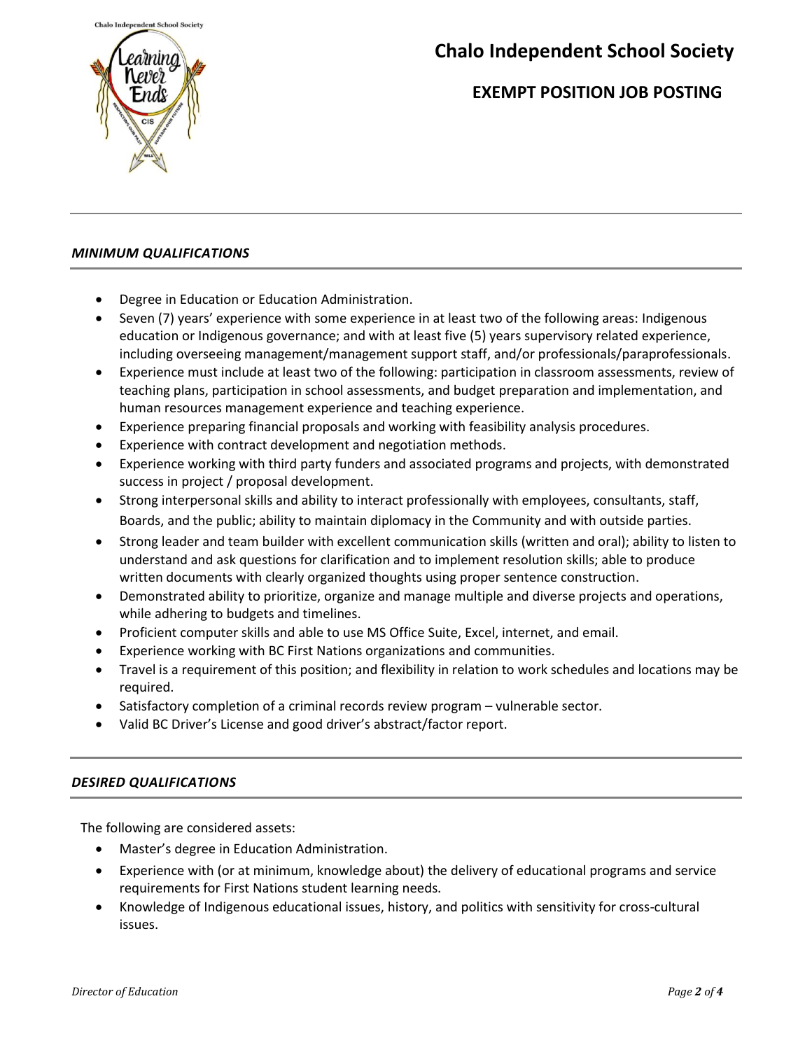# Chalo Independent School Society

## EXEMPT POSITION JOB POSTING

### *MINIMUM QUALIFICATIONS*

- Degree in Education or Education Administration.
- Seven (7) years' experience with some experience in at least two of the following areas: Indigenous education or Indigenous governance; and with at least five (5) years supervisory related experience, including overseeing management/management support staff, and/or professionals/paraprofessionals.
- Experience must include at least two of the following: participation in classroom assessments, review of teaching plans, participation in school assessments, and budget preparation and implementation, and human resources management experience and teaching experience.
- Experience preparing financial proposals and working with feasibility analysis procedures.
- Experience with contract development and negotiation methods.
- Experience working with third party funders and associated programs and projects, with demonstrated success in project / proposal development.
- Strong interpersonal skills and ability to interact professionally with employees, consultants, staff, Boards, and the public; ability to maintain diplomacy in the Community and with outside parties.
- Strong leader and team builder with excellent communication skills (written and oral); ability to listen to understand and ask questions for clarification and to implement resolution skills; able to produce written documents with clearly organized thoughts using proper sentence construction.
- Demonstrated ability to prioritize, organize and manage multiple and diverse projects and operations, while adhering to budgets and timelines.
- Proficient computer skills and able to use MS Office Suite, Excel, internet, and email.
- Experience working with BC First Nations organizations and communities.
- Travel is a requirement of this position; and flexibility in relation to work schedules and locations may be required.
- Satisfactory completion of a criminal records review program – vulnerable sector.
- Valid BC Driver's License and good driver's abstract/factor report.

### *DESIRED QUALIFICATIONS*

The following are considered assets:

- Master's degree in Education Administration.
- Experience with (or at minimum, knowledge about) the delivery of educational programs and service requirements for First Nations student learning needs.
- Knowledge of Indigenous educational issues, history, and politics with sensitivity for cross-cultural issues.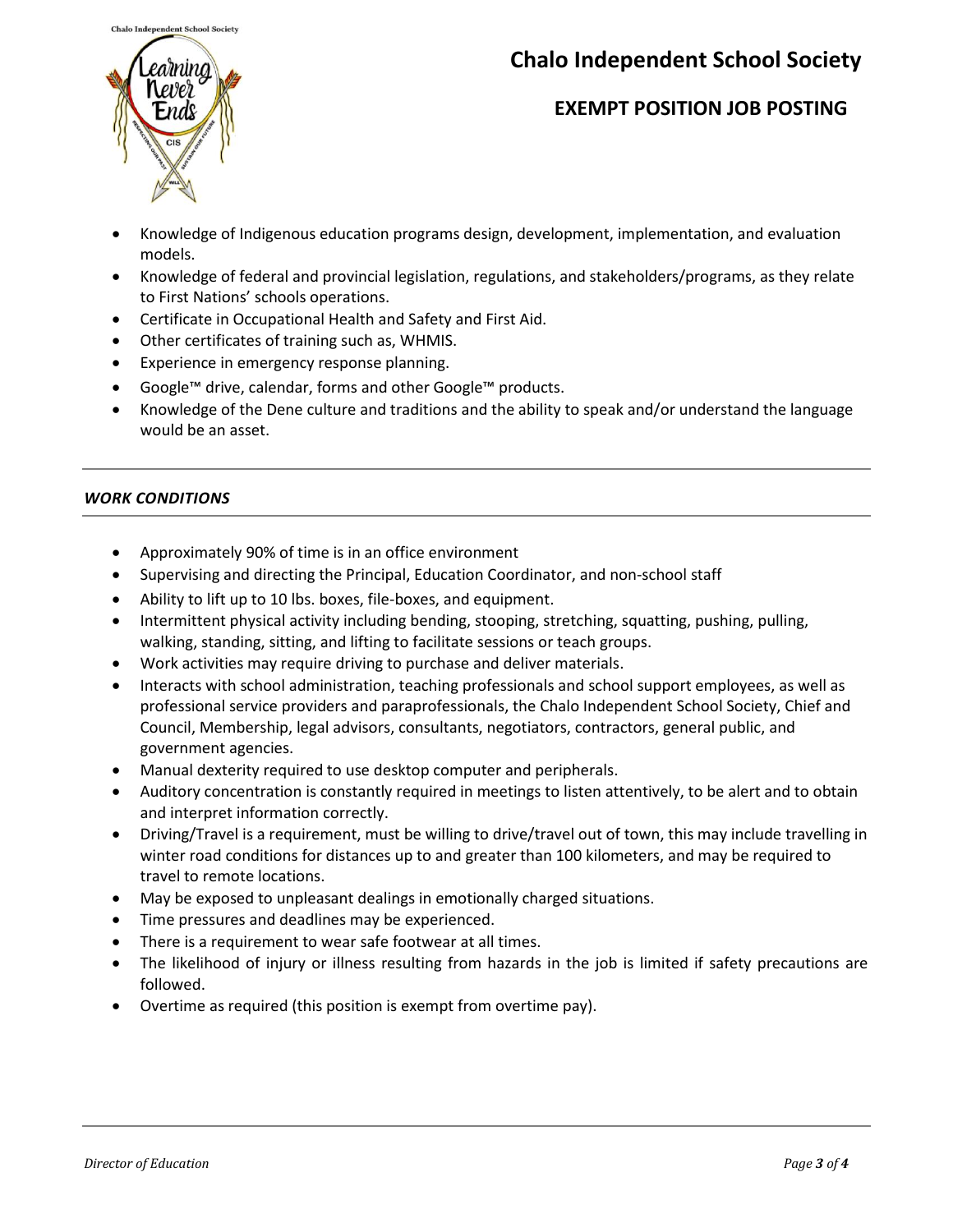- Knowledge of Indigenous education programs design, development, implementation, and evaluation models.
- Knowledge of federal and provincial legislation, regulations, and stakeholders/programs, as they relate to First Nations' schools operations.
- Certificate in Occupational Health and Safety and First Aid.
- Other certificates of training such as, WHMIS.
- Experience in emergency response planning.
- Google™ drive, calendar, forms and other Google™ products.
- Knowledge of the Dene culture and traditions and the ability to speak and/or understand the language would be an asset.

### *WORK CONDITIONS*

- Approximately 90% of time is in an office environment
- Supervising and directing the Principal, Education Coordinator, and non-school staff
- Ability to lift up to 10 lbs. boxes, file-boxes, and equipment.
- Intermittent physical activity including bending, stooping, stretching, squatting, pushing, pulling, walking, standing, sitting, and lifting to facilitate sessions or teach groups.
- Work activities may require driving to purchase and deliver materials.
- Interacts with school administration, teaching professionals and school support employees, as well as professional service providers and paraprofessionals, the Chalo Independent School Society, Chief and Council, Membership, legal advisors, consultants, negotiators, contractors, general public, and government agencies.
- Manual dexterity required to use desktop computer and peripherals.
- Auditory concentration is constantly required in meetings to listen attentively, to be alert and to obtain and interpret information correctly.
- Driving/Travel is a requirement, must be willing to drive/travel out of town, this may include travelling in winter road conditions for distances up to and greater than 100 kilometers, and may be required to travel to remote locations.
- May be exposed to unpleasant dealings in emotionally charged situations.
- Time pressures and deadlines may be experienced.
- There is a requirement to wear safe footwear at all times.
- The likelihood of injury or illness resulting from hazards in the job is limited if safety precautions are followed.
- Overtime as required (this position is exempt from overtime pay).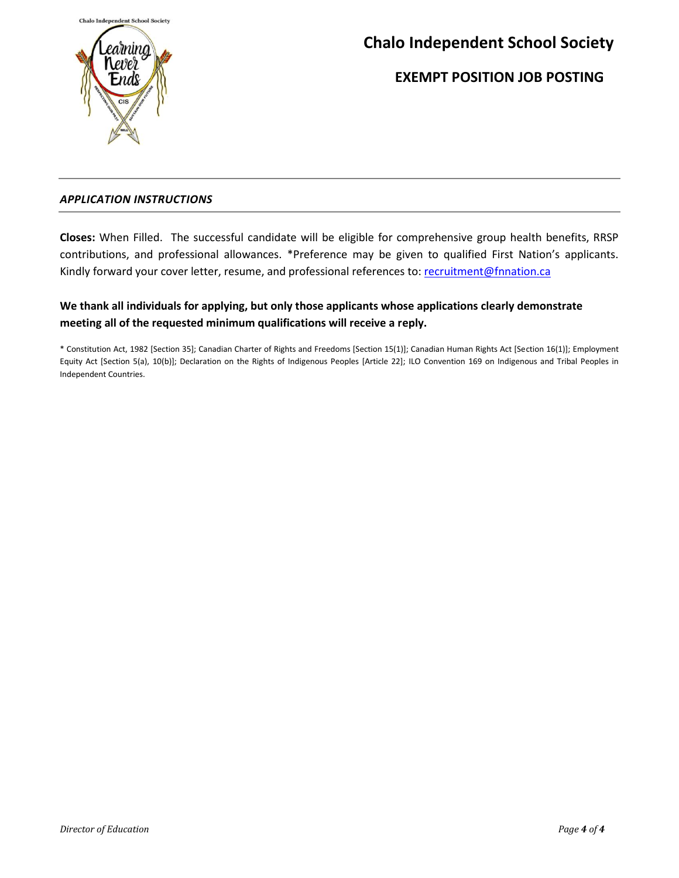# Chalo Independent School Society

## EXEMPT POSITION JOB POSTING

### *APPLICATION INSTRUCTIONS*

**Closes:** When Filled. The successful candidate will be eligible for comprehensive group health benefits, RRSP contributions, and professional allowances. *Preference may be given to qualified First Nation's applicants. Kindly forward your cover letter, resume, and professional references to: recruitment@fnnation.ca

**We thank all individuals for applying, but only those applicants whose applications clearly demonstrate meeting all of the requested minimum qualifications will receive a reply.**

* Constitution Act, 1982 [Section 35]; Canadian Charter of Rights and Freedoms [Section 15(1)]; Canadian Human Rights Act [Section 16(1)]; Employment Equity Act [Section 5(a), 10(b)]; Declaration on the Rights of Indigenous Peoples [Article 22]; ILO Convention 169 on Indigenous and Tribal Peoples in Independent Countries.